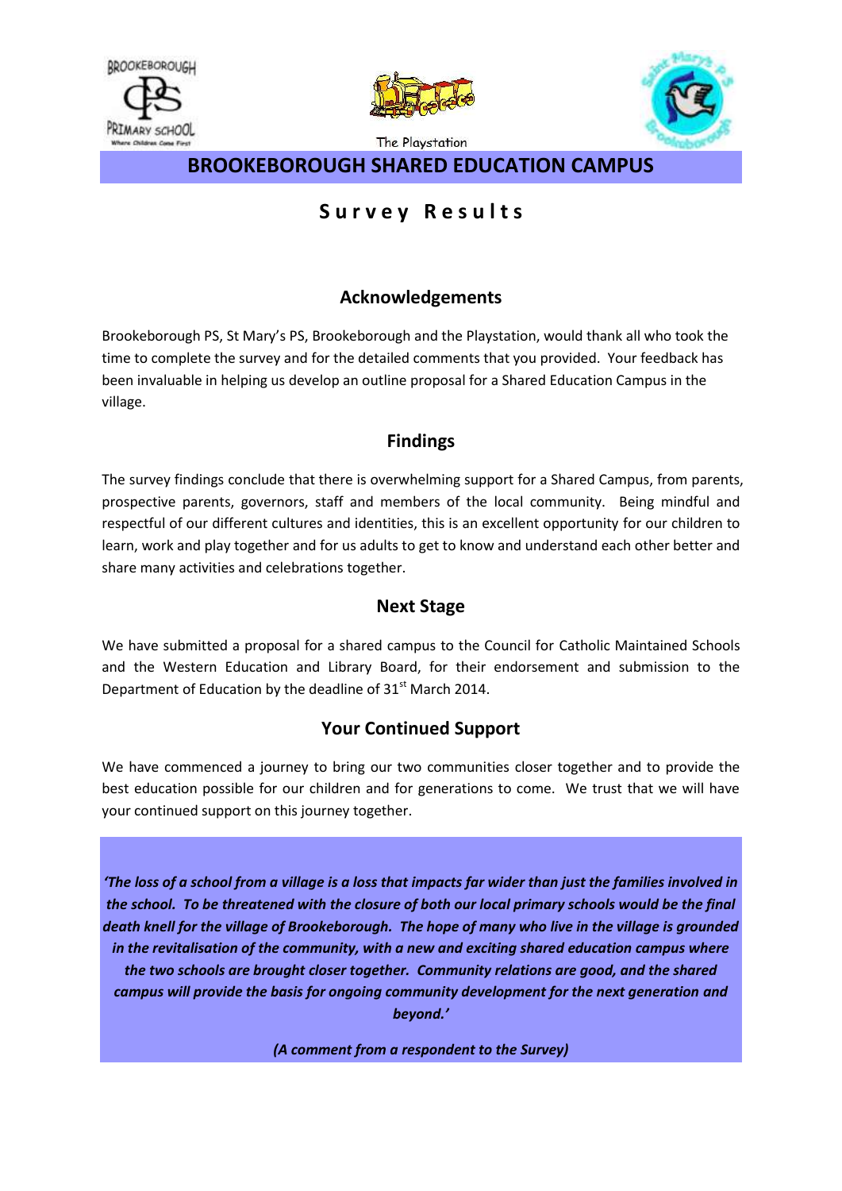BROOKEBOROUGH PRIMARY SCHOOL
Where Children Come First

The Playstation

# BROOKEBOROUGH SHARED EDUCATION CAMPUS

## Survey Results

### Acknowledgements

Brookeborough PS, St Mary's PS, Brookeborough and the Playstation, would thank all who took the time to complete the survey and for the detailed comments that you provided. Your feedback has been invaluable in helping us develop an outline proposal for a Shared Education Campus in the village.

### Findings

The survey findings conclude that there is overwhelming support for a Shared Campus, from parents, prospective parents, governors, staff and members of the local community. Being mindful and respectful of our different cultures and identities, this is an excellent opportunity for our children to learn, work and play together and for us adults to get to know and understand each other better and share many activities and celebrations together.

### Next Stage

We have submitted a proposal for a shared campus to the Council for Catholic Maintained Schools and the Western Education and Library Board, for their endorsement and submission to the Department of Education by the deadline of 31st March 2014.

### Your Continued Support

We have commenced a journey to bring our two communities closer together and to provide the best education possible for our children and for generations to come. We trust that we will have your continued support on this journey together.

***'The loss of a school from a village is a loss that impacts far wider than just the families involved in the school. To be threatened with the closure of both our local primary schools would be the final death knell for the village of Brookeborough. The hope of many who live in the village is grounded in the revitalisation of the community, with a new and exciting shared education campus where the two schools are brought closer together. Community relations are good, and the shared campus will provide the basis for ongoing community development for the next generation and beyond.'***

***(A comment from a respondent to the Survey)***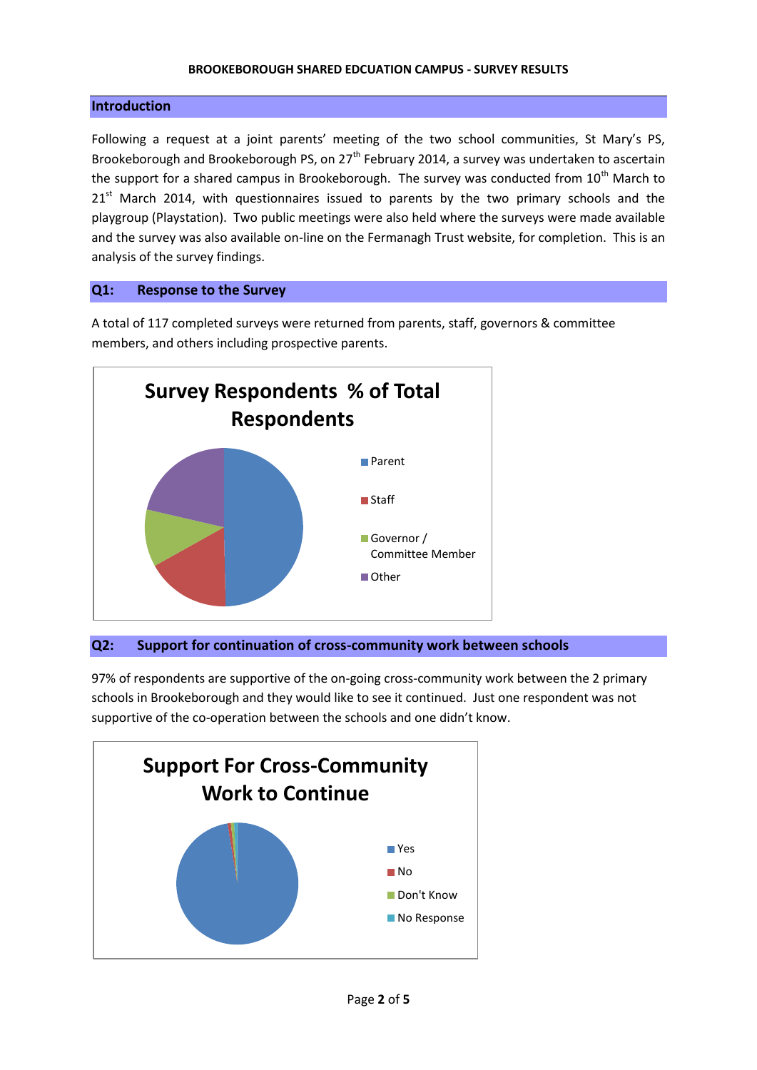**BROOKEBOROUGH SHARED EDCUATION CAMPUS - SURVEY RESULTS**

## Introduction

Following a request at a joint parents' meeting of the two school communities, St Mary's PS, Brookeborough and Brookeborough PS, on 27th February 2014, a survey was undertaken to ascertain the support for a shared campus in Brookeborough. The survey was conducted from 10th March to 21st March 2014, with questionnaires issued to parents by the two primary schools and the playgroup (Playstation). Two public meetings were also held where the surveys were made available and the survey was also available on-line on the Fermanagh Trust website, for completion. This is an analysis of the survey findings.

## Q1: Response to the Survey

A total of 117 completed surveys were returned from parents, staff, governors & committee members, and others including prospective parents.

**Survey Respondents % of Total Respondents**

- Parent
- Staff
- Governor / Committee Member
- Other

## Q2: Support for continuation of cross-community work between schools

97% of respondents are supportive of the on-going cross-community work between the 2 primary schools in Brookeborough and they would like to see it continued. Just one respondent was not supportive of the co-operation between the schools and one didn't know.

**Support For Cross-Community Work to Continue**

- Yes
- No
- Don't Know
- No Response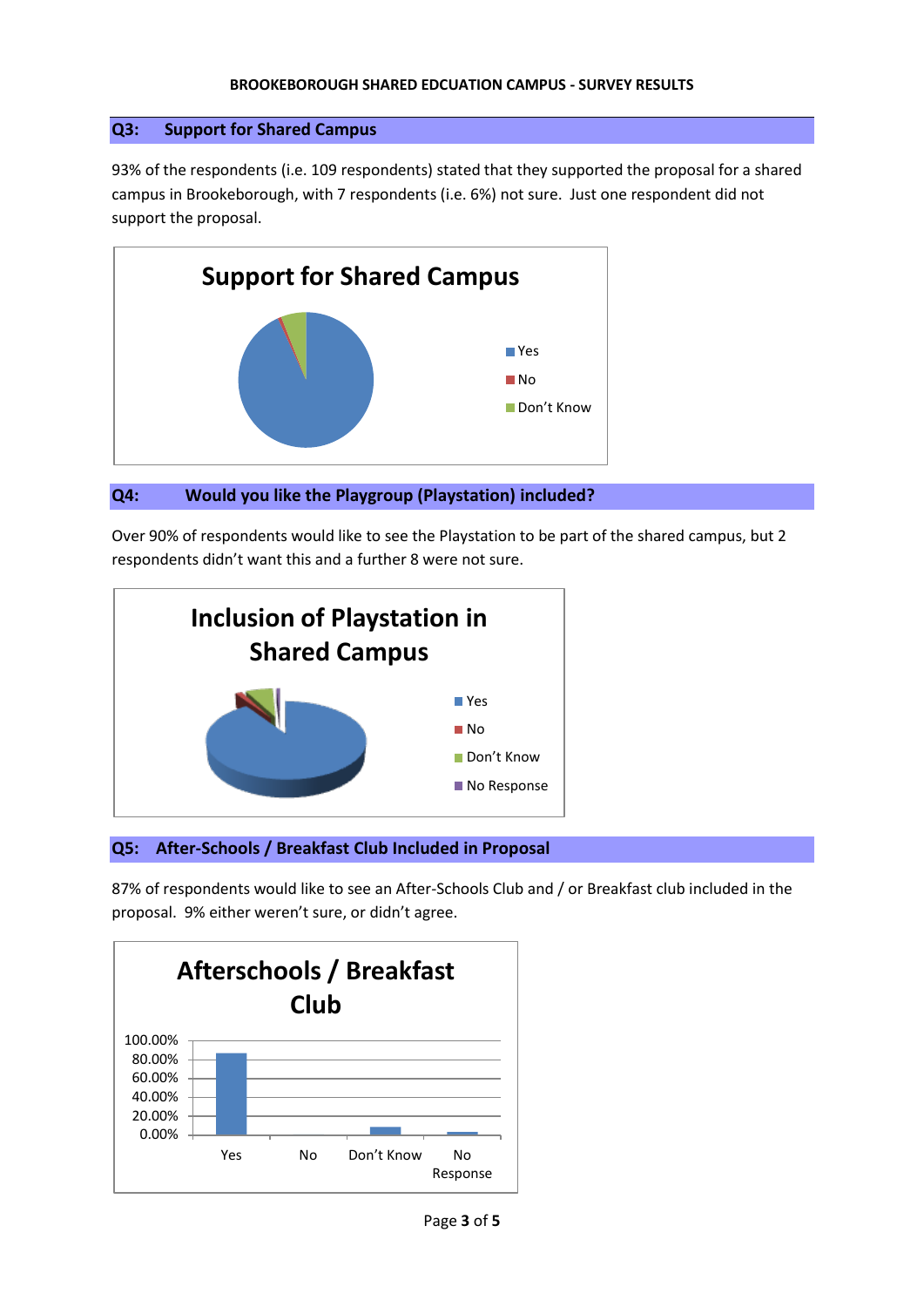**BROOKEBOROUGH SHARED EDCUATION CAMPUS - SURVEY RESULTS**

## Q3: Support for Shared Campus

93% of the respondents (i.e. 109 respondents) stated that they supported the proposal for a shared campus in Brookeborough, with 7 respondents (i.e. 6%) not sure. Just one respondent did not support the proposal.

**Support for Shared Campus**

- Yes
- No
- Don't Know

## Q4: Would you like the Playgroup (Playstation) included?

Over 90% of respondents would like to see the Playstation to be part of the shared campus, but 2 respondents didn't want this and a further 8 were not sure.

**Inclusion of Playstation in Shared Campus**

- Yes
- No
- Don't Know
- No Response

## Q5: After-Schools / Breakfast Club Included in Proposal

87% of respondents would like to see an After-Schools Club and / or Breakfast club included in the proposal. 9% either weren't sure, or didn't agree.

**Afterschools / Breakfast Club**

100.00%
80.00%
60.00%
40.00%
20.00%
0.00%

Yes | No | Don't Know | No Response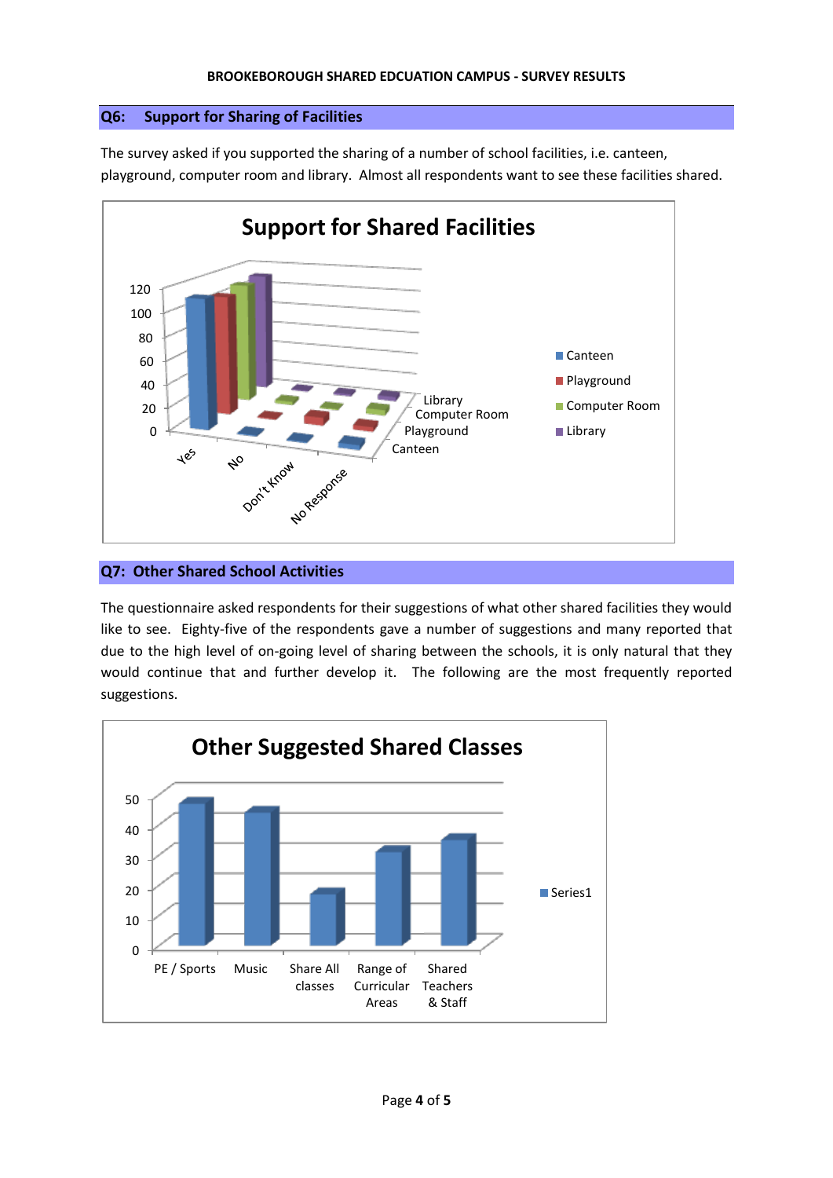## Q6: Support for Sharing of Facilities

The survey asked if you supported the sharing of a number of school facilities, i.e. canteen, playground, computer room and library. Almost all respondents want to see these facilities shared.

**Support for Shared Facilities**

(Chart: categories Yes, No, Don't Know, No Response; series Canteen, Playground, Computer Room, Library; axis 0–120)

## Q7: Other Shared School Activities

The questionnaire asked respondents for their suggestions of what other shared facilities they would like to see. Eighty-five of the respondents gave a number of suggestions and many reported that due to the high level of on-going level of sharing between the schools, it is only natural that they would continue that and further develop it. The following are the most frequently reported suggestions.

**Other Suggested Shared Classes**

(Chart: categories PE / Sports, Music, Share All classes, Range of Curricular Areas, Shared Teachers & Staff; Series1; axis 0–50)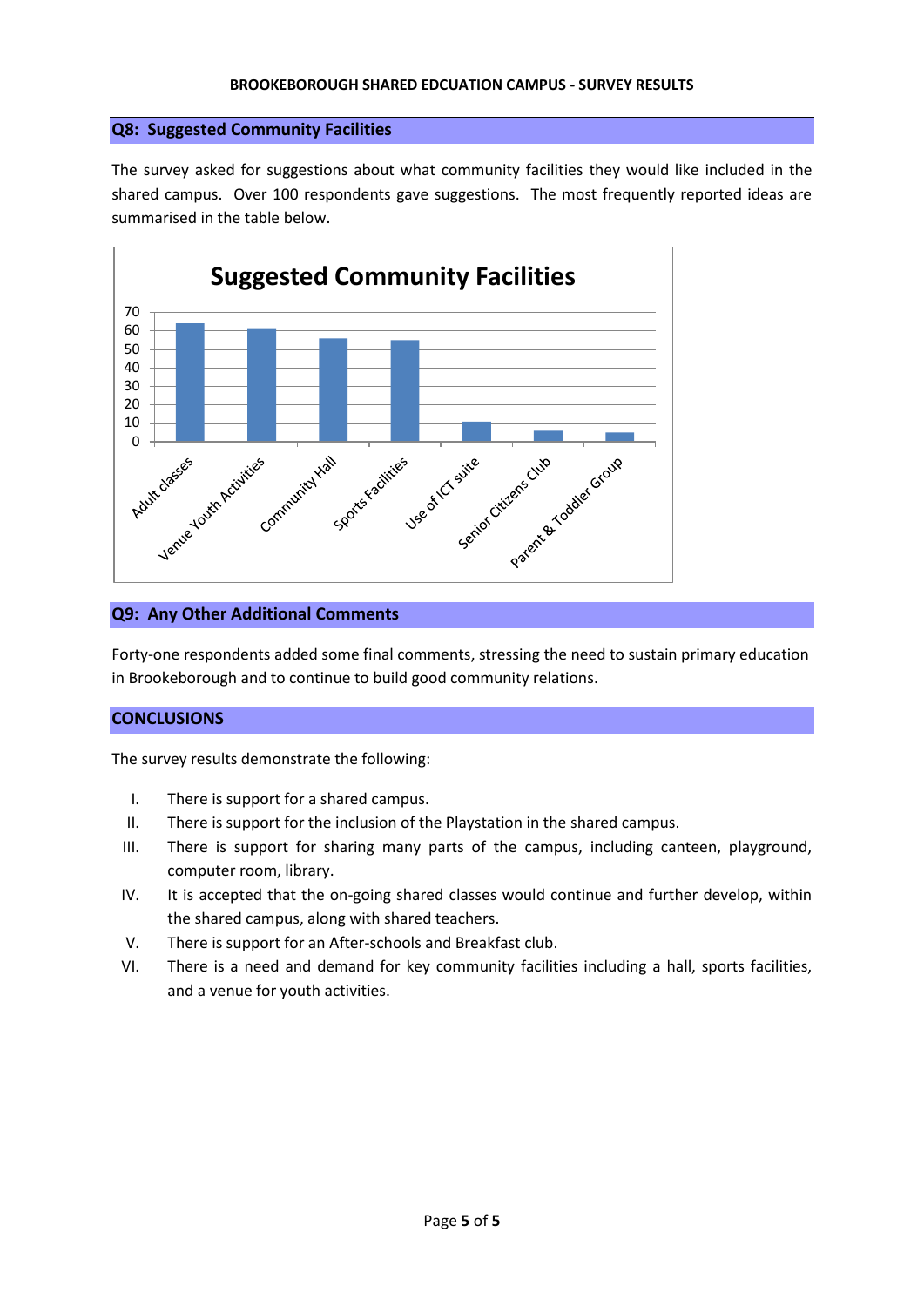## Q8: Suggested Community Facilities

The survey asked for suggestions about what community facilities they would like included in the shared campus. Over 100 respondents gave suggestions. The most frequently reported ideas are summarised in the table below.

Suggested Community Facilities

70
60
50
40
30
20
10
0

Adult classes
Venue Youth Activities
Community Hall
Sports Facilities
Use of ICT suite
Senior Citizens Club
Parent & Toddler Group

## Q9: Any Other Additional Comments

Forty-one respondents added some final comments, stressing the need to sustain primary education in Brookeborough and to continue to build good community relations.

## CONCLUSIONS

The survey results demonstrate the following:

I. There is support for a shared campus.
II. There is support for the inclusion of the Playstation in the shared campus.
III. There is support for sharing many parts of the campus, including canteen, playground, computer room, library.
IV. It is accepted that the on-going shared classes would continue and further develop, within the shared campus, along with shared teachers.
V. There is support for an After-schools and Breakfast club.
VI. There is a need and demand for key community facilities including a hall, sports facilities, and a venue for youth activities.